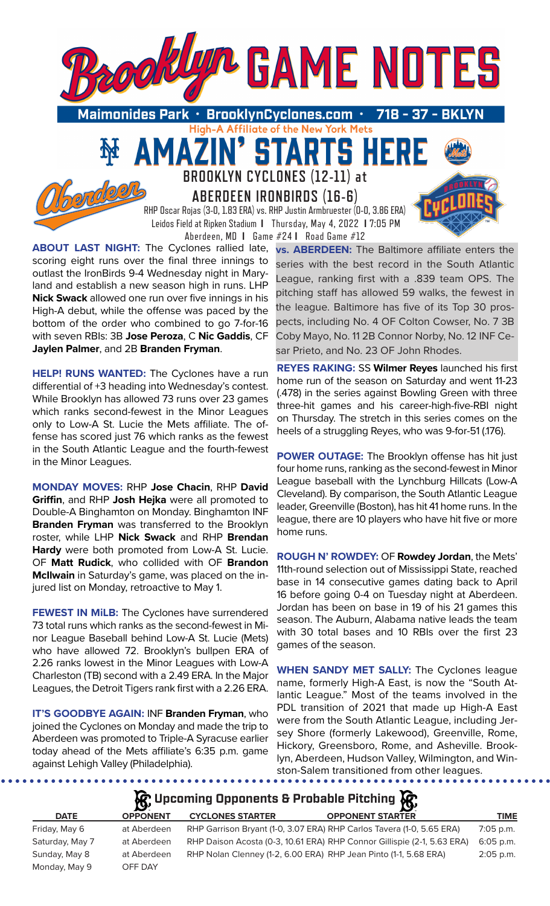# Brooklyn GAME NOTES

**Maimonides Park • BrooklynCyclones.com • 718 - 37 - BKLYN**

**High-A Affiliate of the New York Mets**

## AMAZIN' STARTS HERE

### BROOKLYN CYCLONES (12-11) at ABERDEEN IRONBIRDS (16-6)

RHP Oscar Rojas (3-0, 1.83 ERA) vs. RHP Justin Armbruester (0-0, 3.86 ERA)

Leidos Field at Ripken Stadium | Thursday, May 4, 2022 | 7:05 PM

Aberdeen, MD | Game #24 | Road Game #12

**ABOUT LAST NIGHT:** The Cyclones rallied late, scoring eight runs over the final three innings to outlast the IronBirds 9-4 Wednesday night in Maryland and establish a new season high in runs. LHP **Nick Swack** allowed one run over five innings in his High-A debut, while the offense was paced by the bottom of the order who combined to go 7-for-16 with seven RBIs: 3B **Jose Peroza**, C **Nic Gaddis**, CF **Jaylen Palmer**, and 2B **Branden Fryman**.

**HELP! RUNS WANTED:** The Cyclones have a run differential of +3 heading into Wednesday's contest. While Brooklyn has allowed 73 runs over 23 games which ranks second-fewest in the Minor Leagues only to Low-A St. Lucie the Mets affiliate. The offense has scored just 76 which ranks as the fewest in the South Atlantic League and the fourth-fewest in the Minor Leagues.

**MONDAY MOVES:** RHP **Jose Chacin**, RHP **David Griffin**, and RHP **Josh Hejka** were all promoted to Double-A Binghamton on Monday. Binghamton INF **Branden Fryman** was transferred to the Brooklyn roster, while LHP **Nick Swack** and RHP **Brendan Hardy** were both promoted from Low-A St. Lucie. OF **Matt Rudick**, who collided with OF **Brandon McIlwain** in Saturday's game, was placed on the injured list on Monday, retroactive to May 1.

**FEWEST IN MiLB:** The Cyclones have surrendered 73 total runs which ranks as the second-fewest in Minor League Baseball behind Low-A St. Lucie (Mets) who have allowed 72. Brooklyn's bullpen ERA of 2.26 ranks lowest in the Minor Leagues with Low-A Charleston (TB) second with a 2.49 ERA. In the Major Leagues, the Detroit Tigers rank first with a 2.26 ERA.

**IT'S GOODBYE AGAIN:** INF **Branden Fryman**, who joined the Cyclones on Monday and made the trip to Aberdeen was promoted to Triple-A Syracuse earlier today ahead of the Mets affiliate's 6:35 p.m. game against Lehigh Valley (Philadelphia).

**vs. ABERDEEN:** The Baltimore affiliate enters the series with the best record in the South Atlantic League, ranking first with a .839 team OPS. The pitching staff has allowed 59 walks, the fewest in the league. Baltimore has five of its Top 30 prospects, including No. 4 OF Colton Cowser, No. 7 3B Coby Mayo, No. 11 2B Connor Norby, No. 12 INF Cesar Prieto, and No. 23 OF John Rhodes.

**REYES RAKING:** SS **Wilmer Reyes** launched his first home run of the season on Saturday and went 11-23 (.478) in the series against Bowling Green with three three-hit games and his career-high-five-RBI night on Thursday. The stretch in this series comes on the heels of a struggling Reyes, who was 9-for-51 (.176).

**POWER OUTAGE:** The Brooklyn offense has hit just four home runs, ranking as the second-fewest in Minor League baseball with the Lynchburg Hillcats (Low-A Cleveland). By comparison, the South Atlantic League leader, Greenville (Boston), has hit 41 home runs. In the league, there are 10 players who have hit five or more home runs.

**ROUGH N' ROWDEY:** OF **Rowdey Jordan**, the Mets' 11th-round selection out of Mississippi State, reached base in 14 consecutive games dating back to April 16 before going 0-4 on Tuesday night at Aberdeen. Jordan has been on base in 19 of his 21 games this season. The Auburn, Alabama native leads the team with 30 total bases and 10 RBIs over the first 23 games of the season.

**WHEN SANDY MET SALLY:** The Cyclones league name, formerly High-A East, is now the "South Atlantic League." Most of the teams involved in the PDL transition of 2021 that made up High-A East were from the South Atlantic League, including Jersey Shore (formerly Lakewood), Greenville, Rome, Hickory, Greensboro, Rome, and Asheville. Brooklyn, Aberdeen, Hudson Valley, Wilmington, and Winston-Salem transitioned from other leagues.

## Upcoming Opponents & Probable Pitching

| DATE | OPPONENT | CYCLONES STARTER | OPPONENT STARTER | TIME |
|---|---|---|---|---|
| Friday, May 6 | at Aberdeen | RHP Garrison Bryant (1-0, 3.07 ERA) | RHP Carlos Tavera (1-0, 5.65 ERA) | 7:05 p.m. |
| Saturday, May 7 | at Aberdeen | RHP Daison Acosta (0-3, 10.61 ERA) | RHP Connor Gillispie (2-1, 5.63 ERA) | 6:05 p.m. |
| Sunday, May 8 | at Aberdeen | RHP Nolan Clenney (1-2, 6.00 ERA) | RHP Jean Pinto (1-1, 5.68 ERA) | 2:05 p.m. |
| Monday, May 9 | OFF DAY | | | |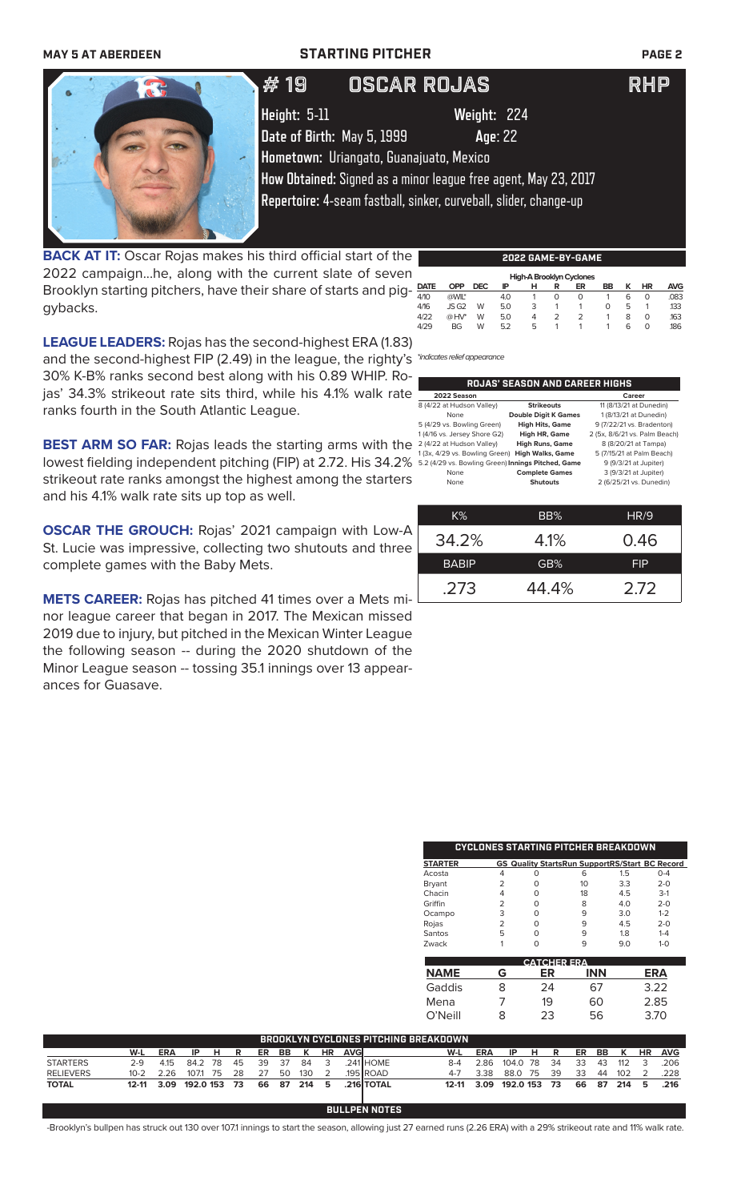MAY 5 AT ABERDEEN — STARTING PITCHER

# # 19 OSCAR ROJAS RHP

**Height:** 5-11 **Weight:** 224

**Date of Birth:** May 5, 1999 **Age:** 22

**Hometown:** Uriangato, Guanajuato, Mexico

**How Obtained:** Signed as a minor league free agent, May 23, 2017

**Repertoire:** 4-seam fastball, sinker, curveball, slider, change-up

**BACK AT IT:** Oscar Rojas makes his third official start of the 2022 campaign...he, along with the current slate of seven Brooklyn starting pitchers, have their share of starts and piggybacks.

**LEAGUE LEADERS:** Rojas has the second-highest ERA (1.83) and the second-highest FIP (2.49) in the league, the righty's 30% K-B% ranks second best along with his 0.89 WHIP. Rojas' 34.3% strikeout rate sits third, while his 4.1% walk rate ranks fourth in the South Atlantic League.

**BEST ARM SO FAR:** Rojas leads the starting arms with the lowest fielding independent pitching (FIP) at 2.72. His 34.2% strikeout rate ranks amongst the highest among the starters and his 4.1% walk rate sits up top as well.

**OSCAR THE GROUCH:** Rojas' 2021 campaign with Low-A St. Lucie was impressive, collecting two shutouts and three complete games with the Baby Mets.

**METS CAREER:** Rojas has pitched 41 times over a Mets minor league career that began in 2017. The Mexican missed 2019 due to injury, but pitched in the Mexican Winter League the following season -- during the 2020 shutdown of the Minor League season -- tossing 35.1 innings over 13 appearances for Guasave.

## 2022 GAME-BY-GAME

High-A Brooklyn Cyclones

| DATE | OPP | DEC | IP | H | R | ER | BB | K | HR | AVG |
|---|---|---|---|---|---|---|---|---|---|---|
| 4/10 | @WIL* | | 4.0 | 1 | 0 | 0 | 1 | 6 | 0 | .083 |
| 4/16 | JS G2 | W | 5.0 | 3 | 1 | 1 | 0 | 5 | 1 | .133 |
| 4/22 | @HV* | W | 5.0 | 4 | 2 | 2 | 1 | 8 | 0 | .163 |
| 4/29 | BG | W | 5.2 | 5 | 1 | 1 | 1 | 6 | 0 | .186 |

*indicates relief appearance

## ROJAS' SEASON AND CAREER HIGHS

| 2022 Season | | Career |
|---|---|---|
| 8 (4/22 at Hudson Valley) | Strikeouts | 11 (8/13/21 at Dunedin) |
| None | Double Digit K Games | 1 (8/13/21 at Dunedin) |
| 5 (4/29 vs. Bowling Green) | High Hits, Game | 9 (7/22/21 vs. Bradenton) |
| 1 (4/16 vs. Jersey Shore G2) | High HR, Game | 2 (5x, 8/6/21 vs. Palm Beach) |
| 2 (4/22 at Hudson Valley) | High Runs, Game | 8 (8/20/21 at Tampa) |
| 1 (3x, 4/29 vs. Bowling Green) | High Walks, Game | 5 (7/15/21 at Palm Beach) |
| 5.2 (4/29 vs. Bowling Green) | Innings Pitched, Game | 9 (9/3/21 at Jupiter) |
| None | Complete Games | 3 (9/3/21 at Jupiter) |
| None | Shutouts | 2 (6/25/21 vs. Dunedin) |

| K% | BB% | HR/9 |
|---|---|---|
| 34.2% | 4.1% | 0.46 |
| **BABIP** | **GB%** | **FIP** |
| .273 | 44.4% | 2.72 |

## CYCLONES STARTING PITCHER BREAKDOWN

| STARTER | GS | Quality Starts | Run Support | RS/Start | BC Record |
|---|---|---|---|---|---|
| Acosta | 4 | 0 | 6 | 1.5 | 0-4 |
| Bryant | 2 | 0 | 10 | 3.3 | 2-0 |
| Chacin | 4 | 0 | 18 | 4.5 | 3-1 |
| Griffin | 2 | 0 | 8 | 4.0 | 2-0 |
| Ocampo | 3 | 0 | 9 | 3.0 | 1-2 |
| Rojas | 2 | 0 | 9 | 4.5 | 2-0 |
| Santos | 5 | 0 | 9 | 1.8 | 1-4 |
| Zwack | 1 | 0 | 9 | 9.0 | 1-0 |

## CATCHER ERA

| NAME | G | ER | INN | ERA |
|---|---|---|---|---|
| Gaddis | 8 | 24 | 67 | 3.22 |
| Mena | 7 | 19 | 60 | 2.85 |
| O'Neill | 8 | 23 | 56 | 3.70 |

## BROOKLYN CYCLONES PITCHING BREAKDOWN

| | W-L | ERA | IP | H | R | ER | BB | K | HR | AVG |
|---|---|---|---|---|---|---|---|---|---|---|
| STARTERS | 2-9 | 4.15 | 84.2 | 78 | 45 | 39 | 37 | 84 | 3 | .241 |
| RELIEVERS | 10-2 | 2.26 | 107.1 | 75 | 28 | 27 | 50 | 130 | 2 | .195 |
| **TOTAL** | **12-11** | **3.09** | **192.0** | **153** | **73** | **66** | **87** | **214** | **5** | **.216** |

| | W-L | ERA | IP | H | R | ER | BB | K | HR | AVG |
|---|---|---|---|---|---|---|---|---|---|---|
| HOME | 8-4 | 2.86 | 104.0 | 78 | 34 | 33 | 43 | 112 | 3 | .206 |
| ROAD | 4-7 | 3.38 | 88.0 | 75 | 39 | 33 | 44 | 102 | 2 | .228 |
| **TOTAL** | **12-11** | **3.09** | **192.0** | **153** | **73** | **66** | **87** | **214** | **5** | **.216** |

## BULLPEN NOTES

-Brooklyn's bullpen has struck out 130 over 107.1 innings to start the season, allowing just 27 earned runs (2.26 ERA) with a 29% strikeout rate and 11% walk rate.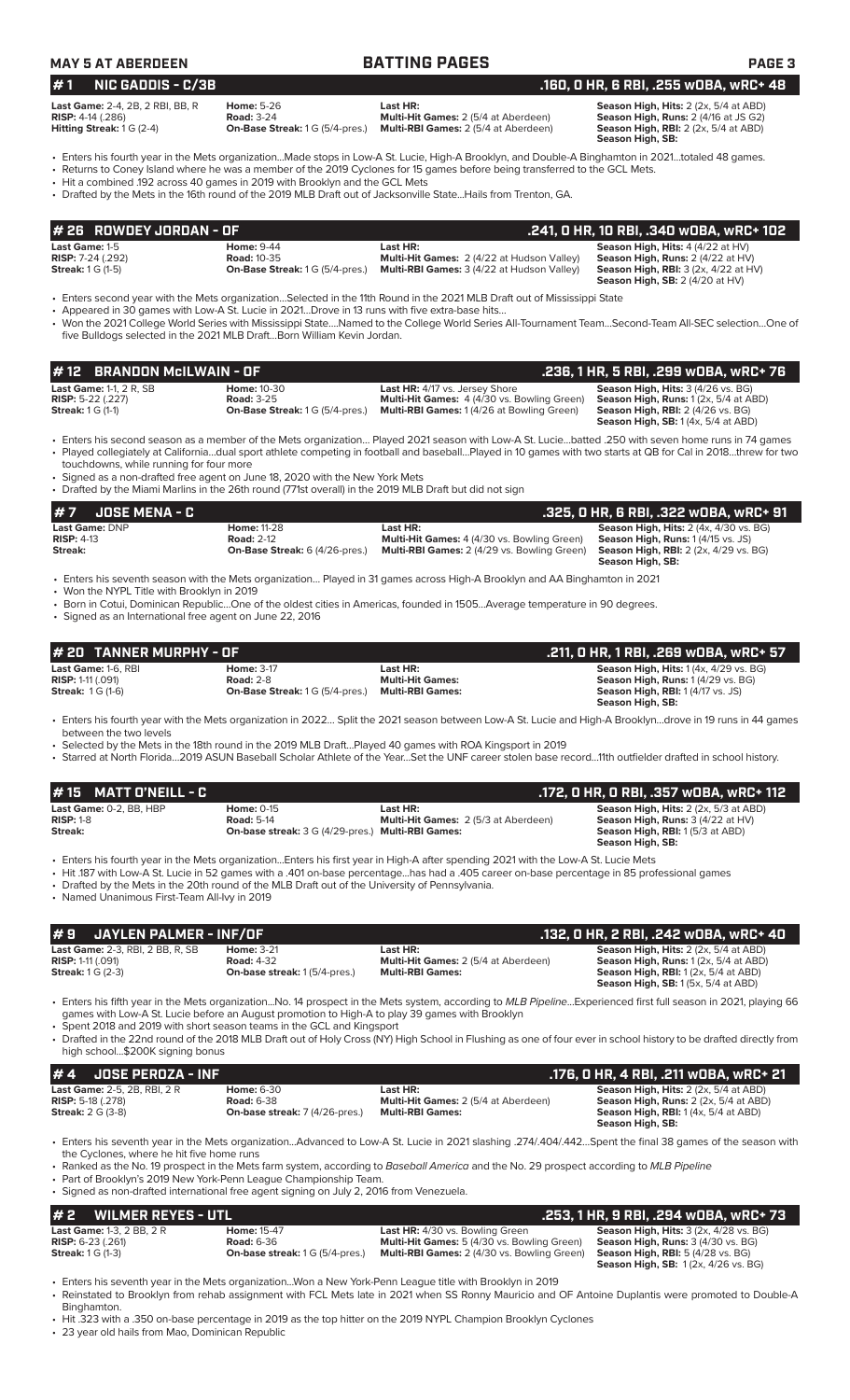## MAY 5 AT ABERDEEN — BATTING PAGES

## # 1 NIC GADDIS - C/3B — .160, 0 HR, 6 RBI, .255 wOBA, wRC+ 48

**Last Game:** 2-4, 2B, 2 RBI, BB, R
**RISP:** 4-14 (.286)
**Hitting Streak:** 1 G (2-4)

**Home:** 5-26
**Road:** 3-24
**On-Base Streak:** 1 G (5/4-pres.)

**Last HR:**
**Multi-Hit Games:** 2 (5/4 at Aberdeen)
**Multi-RBI Games:** 2 (5/4 at Aberdeen)

**Season High, Hits:** 2 (2x, 5/4 at ABD)
**Season High, Runs:** 2 (4/16 at JS G2)
**Season High, RBI:** 2 (2x, 5/4 at ABD)
**Season High, SB:**

- Enters his fourth year in the Mets organization...Made stops in Low-A St. Lucie, High-A Brooklyn, and Double-A Binghamton in 2021...totaled 48 games.
- Returns to Coney Island where he was a member of the 2019 Cyclones for 15 games before being transferred to the GCL Mets.
- Hit a combined .192 across 40 games in 2019 with Brooklyn and the GCL Mets
- Drafted by the Mets in the 16th round of the 2019 MLB Draft out of Jacksonville State...Hails from Trenton, GA.

## # 26 ROWDEY JORDAN - OF — .241, 0 HR, 10 RBI, .340 wOBA, wRC+ 102

**Last Game:** 1-5
**RISP:** 7-24 (.292)
**Streak:** 1 G (1-5)

**Home:** 9-44
**Road:** 10-35
**On-Base Streak:** 1 G (5/4-pres.)

**Last HR:**
**Multi-Hit Games:** 2 (4/22 at Hudson Valley)
**Multi-RBI Games:** 3 (4/22 at Hudson Valley)

**Season High, Hits:** 4 (4/22 at HV)
**Season High, Runs:** 2 (4/22 at HV)
**Season High, RBI:** 3 (2x, 4/22 at HV)
**Season High, SB:** 2 (4/20 at HV)

- Enters second year with the Mets organization...Selected in the 11th Round in the 2021 MLB Draft out of Mississippi State
- Appeared in 30 games with Low-A St. Lucie in 2021...Drove in 13 runs with five extra-base hits...
- Won the 2021 College World Series with Mississippi State....Named to the College World Series All-Tournament Team...Second-Team All-SEC selection...One of five Bulldogs selected in the 2021 MLB Draft...Born William Kevin Jordan.

## # 12 BRANDON McILWAIN - OF — .236, 1 HR, 5 RBI, .299 wOBA, wRC+ 76

**Last Game:** 1-1, 2 R, SB
**RISP:** 5-22 (.227)
**Streak:** 1 G (1-1)

**Home:** 10-30
**Road:** 3-25
**On-Base Streak:** 1 G (5/4-pres.)

**Last HR:** 4/17 vs. Jersey Shore
**Multi-Hit Games:** 4 (4/30 vs. Bowling Green)
**Multi-RBI Games:** 1 (4/26 at Bowling Green)

**Season High, Hits:** 3 (4/26 vs. BG)
**Season High, Runs:** 1 (2x, 5/4 at ABD)
**Season High, RBI:** 2 (4/26 vs. BG)
**Season High, SB:** 1 (4x, 5/4 at ABD)

- Enters his second season as a member of the Mets organization... Played 2021 season with Low-A St. Lucie...batted .250 with seven home runs in 74 games
- Played collegiately at California...dual sport athlete competing in football and baseball...Played in 10 games with two starts at QB for Cal in 2018...threw for two touchdowns, while running for four more
- Signed as a non-drafted free agent on June 18, 2020 with the New York Mets
- Drafted by the Miami Marlins in the 26th round (771st overall) in the 2019 MLB Draft but did not sign

## # 7 JOSE MENA - C — .325, 0 HR, 6 RBI, .322 wOBA, wRC+ 91

**Last Game:** DNP
**RISP:** 4-13
**Streak:**

**Home:** 11-28
**Road:** 2-12
**On-Base Streak:** 6 (4/26-pres.)

**Last HR:**
**Multi-Hit Games:** 4 (4/30 vs. Bowling Green)
**Multi-RBI Games:** 2 (4/29 vs. Bowling Green)

**Season High, Hits:** 2 (4x, 4/30 vs. BG)
**Season High, Runs:** 1 (4/15 vs. JS)
**Season High, RBI:** 2 (2x, 4/29 vs. BG)
**Season High, SB:**

- Enters his seventh season with the Mets organization... Played in 31 games across High-A Brooklyn and AA Binghamton in 2021
- Won the NYPL Title with Brooklyn in 2019
- Born in Cotui, Dominican Republic...One of the oldest cities in Americas, founded in 1505...Average temperature in 90 degrees.
- Signed as an International free agent on June 22, 2016

## # 20 TANNER MURPHY - OF — .211, 0 HR, 1 RBI, .269 wOBA, wRC+ 57

**Last Game:** 1-6, RBI
**RISP:** 1-11 (.091)
**Streak:** 1 G (1-6)

**Home:** 3-17
**Road:** 2-8
**On-Base Streak:** 1 G (5/4-pres.)

**Last HR:**
**Multi-Hit Games:**
**Multi-RBI Games:**

**Season High, Hits:** 1 (4x, 4/29 vs. BG)
**Season High, Runs:** 1 (4/29 vs. BG)
**Season High, RBI:** 1 (4/17 vs. JS)
**Season High, SB:**

- Enters his fourth year with the Mets organization in 2022... Split the 2021 season between Low-A St. Lucie and High-A Brooklyn...drove in 19 runs in 44 games between the two levels
- Selected by the Mets in the 18th round in the 2019 MLB Draft...Played 40 games with ROA Kingsport in 2019
- Starred at North Florida...2019 ASUN Baseball Scholar Athlete of the Year...Set the UNF career stolen base record...11th outfielder drafted in school history.

## # 15 MATT O'NEILL - C — .172, 0 HR, 0 RBI, .357 wOBA, wRC+ 112

**Last Game:** 0-2, BB, HBP
**RISP:** 1-8
**Streak:**

**Home:** 0-15
**Road:** 5-14
**On-base streak:** 3 G (4/29-pres.)

**Last HR:**
**Multi-Hit Games:** 2 (5/3 at Aberdeen)
**Multi-RBI Games:**

**Season High, Hits:** 2 (2x, 5/3 at ABD)
**Season High, Runs:** 2 (4/22 at HV)
**Season High, RBI:** 1 (5/3 at ABD)
**Season High, SB:**

- Enters his fourth year in the Mets organization...Enters his first year in High-A after spending 2021 with the Low-A St. Lucie Mets
- Hit .187 with Low-A St. Lucie in 52 games with a .401 on-base percentage...has had a .405 career on-base percentage in 85 professional games
- Drafted by the Mets in the 20th round of the MLB Draft out of the University of Pennsylvania.
- Named Unanimous First-Team All-Ivy in 2019

## # 9 JAYLEN PALMER - INF/OF — .132, 0 HR, 2 RBI, .242 wOBA, wRC+ 40

**Last Game:** 2-3, RBI, 2 BB, R, SB
**RISP:** 1-11 (.091)
**Streak:** 1 G (2-3)

**Home:** 3-21
**Road:** 4-32
**On-base streak:** 1 (5/4-pres.)

**Last HR:**
**Multi-Hit Games:** 2 (5/4 at Aberdeen)
**Multi-RBI Games:**

**Season High, Hits:** 2 (2x, 5/4 at ABD)
**Season High, Runs:** 1 (2x, 5/4 at ABD)
**Season High, RBI:** 1 (2x, 5/4 at ABD)
**Season High, SB:** 1 (5x, 5/4 at ABD)

- Enters his fifth year in the Mets organization...No. 14 prospect in the Mets system, according to *MLB Pipeline*...Experienced first full season in 2021, playing 66 games with Low-A St. Lucie before an August promotion to High-A to play 39 games with Brooklyn
- Spent 2018 and 2019 with short season teams in the GCL and Kingsport
- Drafted in the 22nd round of the 2018 MLB Draft out of Holy Cross (NY) High School in Flushing as one of four ever in school history to be drafted directly from high school...$200K signing bonus

## # 4 JOSE PEROZA - INF — .176, 0 HR, 4 RBI, .211 wOBA, wRC+ 21

**Last Game:** 2-5, 2B, RBI, 2 R
**RISP:** 5-18 (.278)
**Streak:** 2 G (3-8)

**Home:** 6-30
**Road:** 6-38
**On-base streak:** 7 (4/26-pres.)

**Last HR:**
**Multi-Hit Games:** 2 (5/4 at Aberdeen)
**Multi-RBI Games:**

**Season High, Hits:** 2 (2x, 5/4 at ABD)
**Season High, Runs:** 2 (2x, 5/4 at ABD)
**Season High, RBI:** 1 (4x, 5/4 at ABD)
**Season High, SB:**

- Enters his seventh year in the Mets organization...Advanced to Low-A St. Lucie in 2021 slashing .274/.404/.442...Spent the final 38 games of the season with the Cyclones, where he hit five home runs
- Ranked as the No. 19 prospect in the Mets farm system, according to *Baseball America* and the No. 29 prospect according to *MLB Pipeline*
- Part of Brooklyn's 2019 New York-Penn League Championship Team.
- Signed as non-drafted international free agent signing on July 2, 2016 from Venezuela.

## # 2 WILMER REYES - UTL — .253, 1 HR, 9 RBI, .294 wOBA, wRC+ 73

**Last Game:** 1-3, 2 BB, 2 R
**RISP:** 6-23 (.261)
**Streak:** 1 G (1-3)

**Home:** 15-47
**Road:** 6-36
**On-base Streak:** 1 G (5/4-pres.)

**Last HR:** 4/30 vs. Bowling Green
**Multi-Hit Games:** 5 (4/30 vs. Bowling Green)
**Multi-RBI Games:** 2 (4/30 vs. Bowling Green)

**Season High, Hits:** 3 (2x, 4/28 vs. BG)
**Season High, Runs:** 3 (4/30 vs. BG)
**Season High, RBI:** 5 (4/28 vs. BG)
**Season High, SB:** 1 (2x, 4/26 vs. BG)

- Enters his seventh year in the Mets organization...Won a New York-Penn League title with Brooklyn in 2019
- Reinstated to Brooklyn from rehab assignment with FCL Mets late in 2021 when SS Ronny Mauricio and OF Antoine Duplantis were promoted to Double-A Binghamton.
- Hit .323 with a .350 on-base percentage in 2019 as the top hitter on the 2019 NYPL Champion Brooklyn Cyclones
- 23 year old hails from Mao, Dominican Republic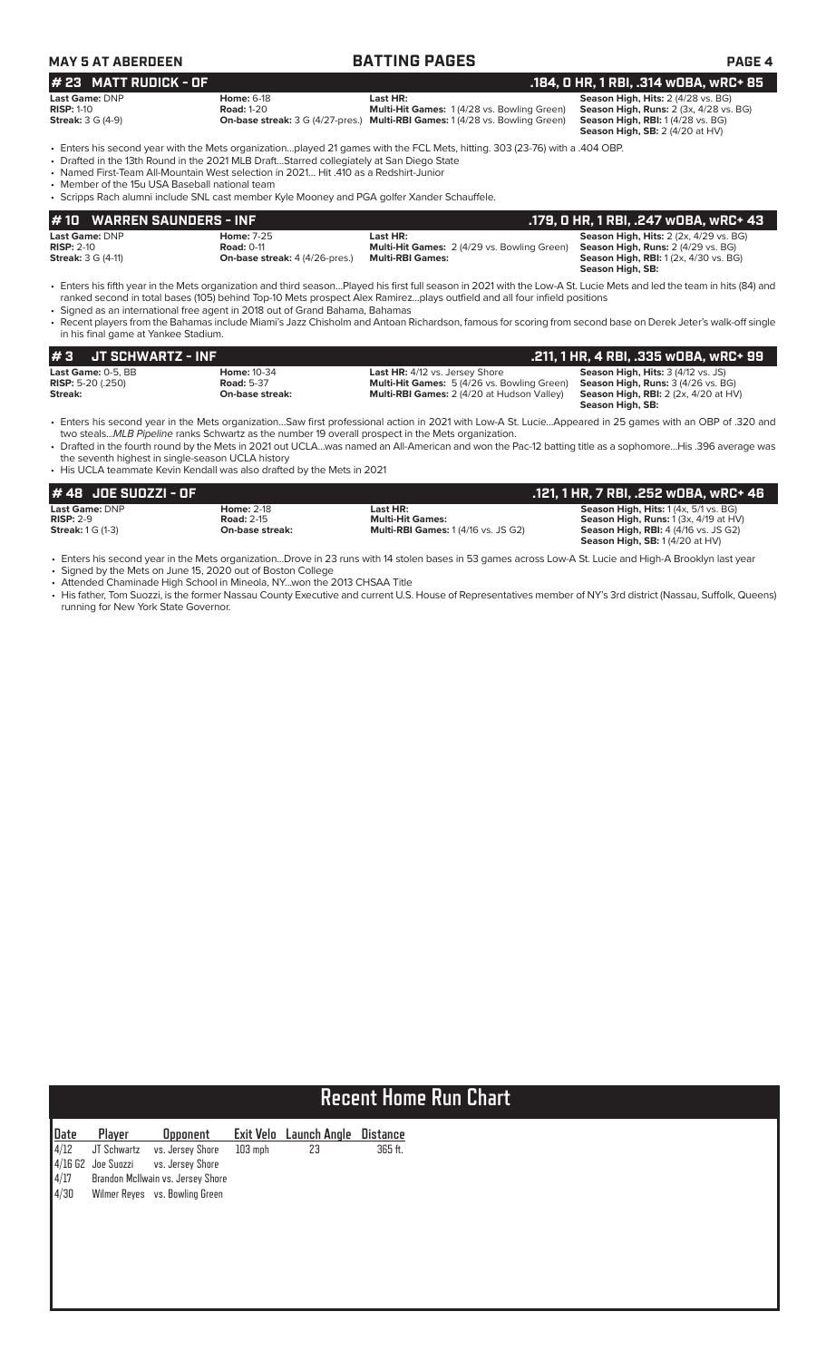# BATTING PAGES

MAY 5 AT ABERDEEN

## # 23 MATT RUDICK - OF — .184, 0 HR, 1 RBI, .314 wOBA, wRC+ 85

**Last Game:** DNP
**RISP:** 1-10
**Streak:** 3 G (4-9)

**Home:** 6-18
**Road:** 1-20
**On-base streak:** 3 G (4/27-pres.)

**Last HR:**
**Multi-Hit Games:** 1 (4/28 vs. Bowling Green)
**Multi-RBI Games:** 1 (4/28 vs. Bowling Green)

**Season High, Hits:** 2 (4/28 vs. BG)
**Season High, Runs:** 2 (3x, 4/28 vs. BG)
**Season High, RBI:** 1 (4/28 vs. BG)
**Season High, SB:** 2 (4/20 at HV)

- Enters his second year with the Mets organization...played 21 games with the FCL Mets, hitting. 303 (23-76) with a .404 OBP.
- Drafted in the 13th Round in the 2021 MLB Draft...Starred collegiately at San Diego State
- Named First-Team All-Mountain West selection in 2021... Hit .410 as a Redshirt-Junior
- Member of the 15u USA Baseball national team
- Scripps Rach alumni include SNL cast member Kyle Mooney and PGA golfer Xander Schauffele.

## # 10 WARREN SAUNDERS - INF — .179, 0 HR, 1 RBI, .247 wOBA, wRC+ 43

**Last Game:** DNP
**RISP:** 2-10
**Streak:** 3 G (4-11)

**Home:** 7-25
**Road:** 0-11
**On-base streak:** 4 (4/26-pres.)

**Last HR:**
**Multi-Hit Games:** 2 (4/29 vs. Bowling Green)
**Multi-RBI Games:**

**Season High, Hits:** 2 (2x, 4/29 vs. BG)
**Season High, Runs:** 2 (4/29 vs. BG)
**Season High, RBI:** 1 (2x, 4/30 vs. BG)
**Season High, SB:**

- Enters his fifth year in the Mets organization and third season...Played his first full season in 2021 with the Low-A St. Lucie Mets and led the team in hits (84) and ranked second in total bases (105) behind Top-10 Mets prospect Alex Ramirez...plays outfield and all four infield positions
- Signed as an international free agent in 2018 out of Grand Bahama, Bahamas
- Recent players from the Bahamas include Miami's Jazz Chisholm and Antoan Richardson, famous for scoring from second base on Derek Jeter's walk-off single in his final game at Yankee Stadium.

## # 3 JT SCHWARTZ - INF — .211, 1 HR, 4 RBI, .335 wOBA, wRC+ 99

**Last Game:** 0-5, BB
**RISP:** 5-20 (.250)
**Streak:**

**Home:** 10-34
**Road:** 5-37
**On-base streak:**

**Last HR:** 4/12 vs. Jersey Shore
**Multi-Hit Games:** 5 (4/26 vs. Bowling Green)
**Multi-RBI Games:** 2 (4/20 at Hudson Valley)

**Season High, Hits:** 3 (4/12 vs. JS)
**Season High, Runs:** 3 (4/26 vs. BG)
**Season High, RBI:** 2 (2x, 4/20 at HV)
**Season High, SB:**

- Enters his second year in the Mets organization...Saw first professional action in 2021 with Low-A St. Lucie...Appeared in 25 games with an OBP of .320 and two steals...*MLB Pipeline* ranks Schwartz as the number 19 overall prospect in the Mets organization.
- Drafted in the fourth round by the Mets in 2021 out UCLA...was named an All-American and won the Pac-12 batting title as a sophomore...His .396 average was the seventh highest in single-season UCLA history
- His UCLA teammate Kevin Kendall was also drafted by the Mets in 2021

## # 48 JOE SUOZZI - OF — .121, 1 HR, 7 RBI, .252 wOBA, wRC+ 46

**Last Game:** DNP
**RISP:** 2-9
**Streak:** 1 G (1-3)

**Home:** 2-18
**Road:** 2-15
**On-base streak:**

**Last HR:**
**Multi-Hit Games:**
**Multi-RBI Games:** 1 (4/16 vs. JS G2)

**Season High, Hits:** 1 (4x, 5/1 vs. BG)
**Season High, Runs:** 1 (3x, 4/19 at HV)
**Season High, RBI:** 4 (4/16 vs. JS G2)
**Season High, SB:** 1 (4/20 at HV)

- Enters his second year in the Mets organization...Drove in 23 runs with 14 stolen bases in 53 games across Low-A St. Lucie and High-A Brooklyn last year
- Signed by the Mets on June 15, 2020 out of Boston College
- Attended Chaminade High School in Mineola, NY...won the 2013 CHSAA Title
- His father, Tom Suozzi, is the former Nassau County Executive and current U.S. House of Representatives member of NY's 3rd district (Nassau, Suffolk, Queens) running for New York State Governor.

# Recent Home Run Chart

| Date | Player | Opponent | Exit Velo | Launch Angle | Distance |
|---|---|---|---|---|---|
| 4/12 | JT Schwartz | vs. Jersey Shore | 103 mph | 23 | 365 ft. |
| 4/16 G2 | Joe Suozzi | vs. Jersey Shore | | | |
| 4/17 | Brandon McIlwain | vs. Jersey Shore | | | |
| 4/30 | Wilmer Reyes | vs. Bowling Green | | | |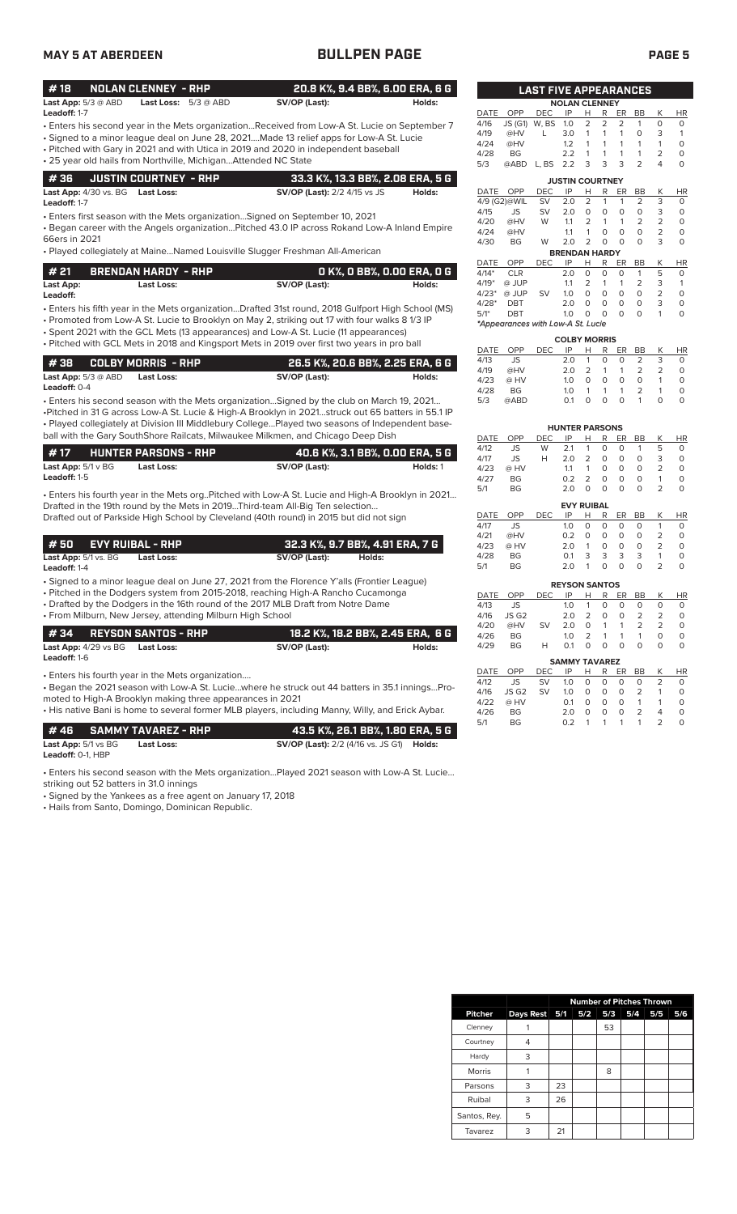# BULLPEN PAGE

MAY 5 AT ABERDEEN

## # 18 NOLAN CLENNEY - RHP — 20.8 K%, 9.4 BB%, 6.00 ERA, 6 G

**Last App:** 5/3 @ ABD **Last Loss:** 5/3 @ ABD **SV/OP (Last):** **Holds:**
**Leadoff:** 1-7

- Enters his second year in the Mets organization...Received from Low-A St. Lucie on September 7
- Signed to a minor league deal on June 28, 2021....Made 13 relief apps for Low-A St. Lucie
- Pitched with Gary in 2021 and with Utica in 2019 and 2020 in independent baseball
- 25 year old hails from Northville, Michigan...Attended NC State

## # 36 JUSTIN COURTNEY - RHP — 33.3 K%, 13.3 BB%, 2.08 ERA, 5 G

**Last App:** 4/30 vs. BG **Last Loss:** **SV/OP (Last):** 2/2 4/15 vs JS **Holds:**
**Leadoff:** 1-7

- Enters first season with the Mets organization...Signed on September 10, 2021
- Began career with the Angels organization...Pitched 43.0 IP across Rokand Low-A Inland Empire 66ers in 2021
- Played collegiately at Maine...Named Louisville Slugger Freshman All-American

## # 21 BRENDAN HARDY - RHP — 0 K%, 0 BB%, 0.00 ERA, 0 G

**Last App:** **Last Loss:** **SV/OP (Last):** **Holds:**
**Leadoff:**

- Enters his fifth year in the Mets organization...Drafted 31st round, 2018 Gulfport High School (MS)
- Promoted from Low-A St. Lucie to Brooklyn on May 2, 2019, striking out 17 with four walks 8 1/3 IP
- Spent 2021 with the GCL Mets (13 appearances) and Low-A St. Lucie (11 appearances)
- Pitched with GCL Mets in 2018 and Kingsport Mets in 2019 over first two years in pro ball

## # 38 COLBY MORRIS - RHP — 26.5 K%, 20.6 BB%, 2.25 ERA, 6 G

**Last App:** 5/3 @ ABD **Last Loss:** **SV/OP (Last):** **Holds:**
**Leadoff:** 0-4

- Enters his second season with the Mets organization...Signed by the club on March 19, 2021...
- Pitched in 31 G across Low-A St. Lucie & High-A Brooklyn in 2021...struck out 65 batters in 55.1 IP
- Played collegiately at Division III Middlebury College...Played two seasons of Independent baseball with the Gary SouthShore Railcats, Milwaukee Milkmen, and Chicago Deep Dish

## # 17 HUNTER PARSONS - RHP — 40.6 K%, 3.1 BB%, 0.00 ERA, 5 G

**Last App:** 5/1 v BG **Last Loss:** **SV/OP (Last):** **Holds:** 1
**Leadoff:** 1-5

- Enters his fourth year in the Mets org..Pitched with Low-A St. Lucie and High-A Brooklyn in 2021...
Drafted in the 19th round by the Mets in 2019...Third-team All-Big Ten selection...
Drafted out of Parkside High School by Cleveland (40th round) in 2015 but did not sign

## # 50 EVY RUIBAL - RHP — 32.3 K%, 9.7 BB%, 4.91 ERA, 7 G

**Last App:** 5/1 vs. BG **Last Loss:** **SV/OP (Last):** **Holds:**
**Leadoff:** 1-4

- Signed to a minor league deal on June 27, 2021 from the Florence Y'alls (Frontier League)
- Pitched in the Dodgers system from 2015-2018, reaching High-A Rancho Cucamonga
- Drafted by the Dodgers in the 16th round of the 2017 MLB Draft from Notre Dame
- From Milburn, New Jersey, attending Milburn High School

## # 34 REYSON SANTOS - RHP — 18.2 K%, 18.2 BB%, 2.45 ERA, 6 G

**Last App:** 4/29 vs BG **Last Loss:** **SV/OP (Last):** **Holds:**
**Leadoff:** 1-6

- Enters his fourth year in the Mets organization....
- Began the 2021 season with Low-A St. Lucie...where he struck out 44 batters in 35.1 innings...Promoted to High-A Brooklyn making three appearances in 2021
- His native Bani is home to several former MLB players, including Manny, Willy, and Erick Aybar.

## # 46 SAMMY TAVAREZ - RHP — 43.5 K%, 26.1 BB%, 1.80 ERA, 5 G

**Last App:** 5/1 vs BG **Last Loss:** **SV/OP (Last):** 2/2 (4/16 vs. JS G1) **Holds:**
**Leadoff:** 0-1, HBP

- Enters his second season with the Mets organization...Played 2021 season with Low-A St. Lucie... striking out 52 batters in 31.0 innings
- Signed by the Yankees as a free agent on January 17, 2018
- Hails from Santo, Domingo, Dominican Republic.

## LAST FIVE APPEARANCES

**NOLAN CLENNEY**

| DATE | OPP | DEC | IP | H | R | ER | BB | K | HR |
|---|---|---|---|---|---|---|---|---|---|
| 4/16 | JS (G1) | W, BS | 1.0 | 2 | 2 | 2 | 1 | 0 | 0 |
| 4/19 | @HV | L | 3.0 | 1 | 1 | 1 | 0 | 3 | 1 |
| 4/24 | @HV | | 1.2 | 1 | 1 | 1 | 1 | 1 | 0 |
| 4/28 | BG | | 2.2 | 1 | 1 | 1 | 1 | 2 | 0 |
| 5/3 | @ABD | L, BS | 2.2 | 3 | 3 | 3 | 2 | 4 | 0 |

**JUSTIN COURTNEY**

| DATE | OPP | DEC | IP | H | R | ER | BB | K | HR |
|---|---|---|---|---|---|---|---|---|---|
| 4/9 (G2) | @WIL | SV | 2.0 | 2 | 1 | 1 | 2 | 3 | 0 |
| 4/15 | JS | SV | 2.0 | 0 | 0 | 0 | 0 | 3 | 0 |
| 4/20 | @HV | W | 1.1 | 2 | 1 | 1 | 2 | 2 | 0 |
| 4/24 | @HV | | 1.1 | 1 | 0 | 0 | 0 | 2 | 0 |
| 4/30 | BG | W | 2.0 | 2 | 0 | 0 | 0 | 3 | 0 |

**BRENDAN HARDY**

| DATE | OPP | DEC | IP | H | R | ER | BB | K | HR |
|---|---|---|---|---|---|---|---|---|---|
| 4/14* | CLR | | 2.0 | 0 | 0 | 0 | 1 | 5 | 0 |
| 4/19* | @ JUP | | 1.1 | 2 | 1 | 1 | 2 | 3 | 1 |
| 4/23* | @ JUP | SV | 1.0 | 0 | 0 | 0 | 0 | 2 | 0 |
| 4/28* | DBT | | 2.0 | 0 | 0 | 0 | 0 | 3 | 0 |
| 5/1* | DBT | | 1.0 | 0 | 0 | 0 | 0 | 1 | 0 |

*Appearances with Low-A St. Lucie*

**COLBY MORRIS**

| DATE | OPP | DEC | IP | H | R | ER | BB | K | HR |
|---|---|---|---|---|---|---|---|---|---|
| 4/13 | JS | | 2.0 | 1 | 0 | 0 | 2 | 3 | 0 |
| 4/19 | @HV | | 2.0 | 2 | 1 | 1 | 2 | 2 | 0 |
| 4/23 | @ HV | | 1.0 | 0 | 0 | 0 | 0 | 1 | 0 |
| 4/28 | BG | | 1.0 | 1 | 1 | 1 | 2 | 1 | 0 |
| 5/3 | @ABD | | 0.1 | 0 | 0 | 0 | 1 | 0 | 0 |

**HUNTER PARSONS**

| DATE | OPP | DEC | IP | H | R | ER | BB | K | HR |
|---|---|---|---|---|---|---|---|---|---|
| 4/12 | JS | W | 2.1 | 1 | 0 | 0 | 1 | 5 | 0 |
| 4/17 | JS | H | 2.0 | 2 | 0 | 0 | 0 | 3 | 0 |
| 4/23 | @ HV | | 1.1 | 1 | 0 | 0 | 0 | 2 | 0 |
| 4/27 | BG | | 0.2 | 2 | 0 | 0 | 0 | 1 | 0 |
| 5/1 | BG | | 2.0 | 0 | 0 | 0 | 0 | 2 | 0 |

**EVY RUIBAL**

| DATE | OPP | DEC | IP | H | R | ER | BB | K | HR |
|---|---|---|---|---|---|---|---|---|---|
| 4/17 | JS | | 1.0 | 0 | 0 | 0 | 0 | 1 | 0 |
| 4/21 | @HV | | 0.2 | 0 | 0 | 0 | 0 | 2 | 0 |
| 4/23 | @ HV | | 2.0 | 1 | 0 | 0 | 0 | 2 | 0 |
| 4/28 | BG | | 0.1 | 3 | 3 | 3 | 3 | 1 | 0 |
| 5/1 | BG | | 2.0 | 1 | 0 | 0 | 0 | 2 | 0 |

**REYSON SANTOS**

| DATE | OPP | DEC | IP | H | R | ER | BB | K | HR |
|---|---|---|---|---|---|---|---|---|---|
| 4/13 | JS | | 1.0 | 1 | 0 | 0 | 0 | 0 | 0 |
| 4/16 | JS G2 | | 2.0 | 2 | 0 | 0 | 2 | 2 | 0 |
| 4/20 | @HV | SV | 2.0 | 0 | 1 | 1 | 2 | 2 | 0 |
| 4/26 | BG | | 1.0 | 2 | 1 | 1 | 1 | 0 | 0 |
| 4/29 | BG | H | 0.1 | 0 | 0 | 0 | 0 | 0 | 0 |

**SAMMY TAVAREZ**

| DATE | OPP | DEC | IP | H | R | ER | BB | K | HR |
|---|---|---|---|---|---|---|---|---|---|
| 4/12 | JS | SV | 1.0 | 0 | 0 | 0 | 0 | 2 | 0 |
| 4/16 | JS G2 | SV | 1.0 | 0 | 0 | 0 | 2 | 1 | 0 |
| 4/22 | @ HV | | 0.1 | 0 | 0 | 0 | 1 | 1 | 0 |
| 4/26 | BG | | 2.0 | 0 | 0 | 0 | 2 | 4 | 0 |
| 5/1 | BG | | 0.2 | 1 | 1 | 1 | 1 | 2 | 0 |

| | | Number of Pitches Thrown | | | | | |
|---|---|---|---|---|---|---|---|
| Pitcher | Days Rest | 5/1 | 5/2 | 5/3 | 5/4 | 5/5 | 5/6 |
| Clenney | 1 | | | 53 | | | |
| Courtney | 4 | | | | | | |
| Hardy | 3 | | | | | | |
| Morris | 1 | | | 8 | | | |
| Parsons | 3 | 23 | | | | | |
| Ruibal | 3 | 26 | | | | | |
| Santos, Rey. | 5 | | | | | | |
| Tavarez | 3 | 21 | | | | | |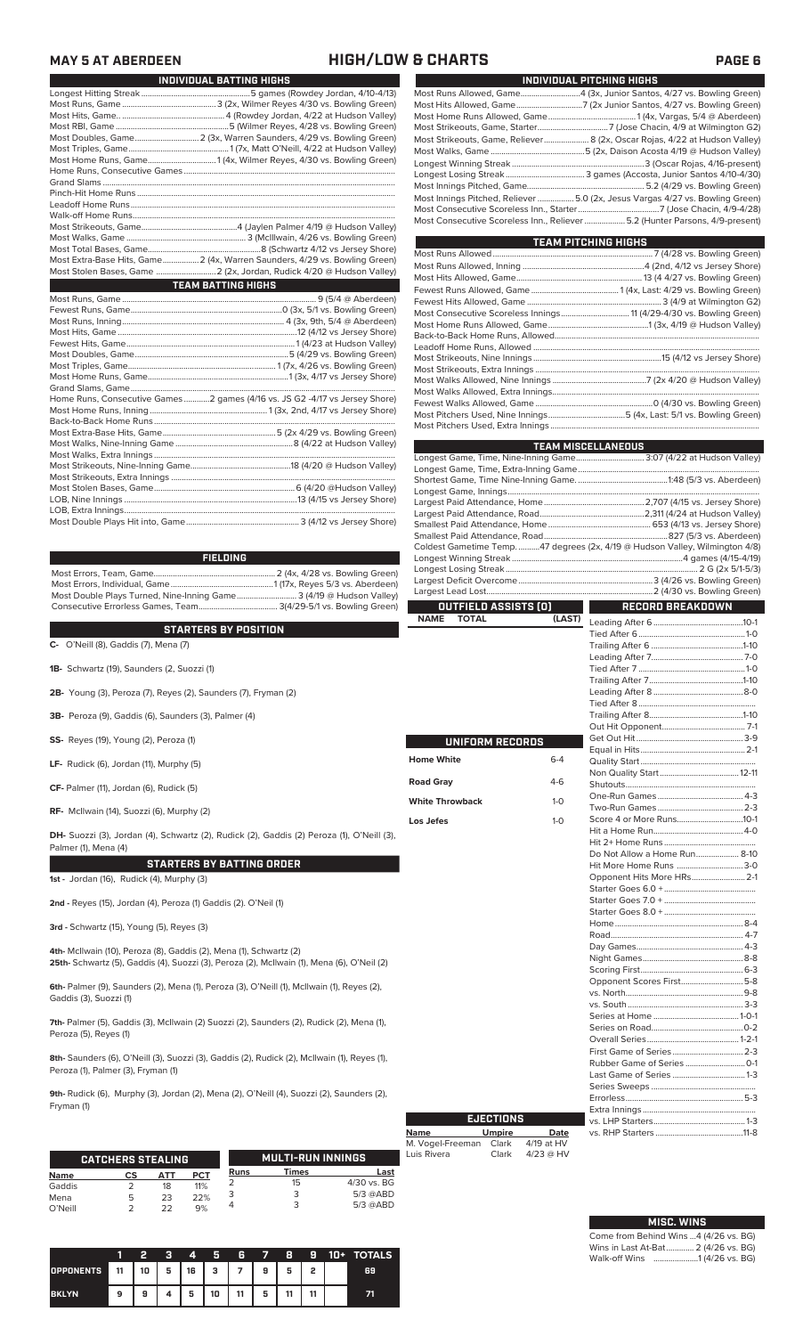# MAY 5 AT ABERDEEN — HIGH/LOW & CHARTS

## INDIVIDUAL BATTING HIGHS

| | |
|---|---|
| Longest Hitting Streak | 5 games (Rowdey Jordan, 4/10-4/13) |
| Most Runs, Game | 3 (2x, Wilmer Reyes 4/30 vs. Bowling Green) |
| Most Hits, Game | 4 (Rowdey Jordan, 4/22 at Hudson Valley) |
| Most RBI, Game | 5 (Wilmer Reyes, 4/28 vs. Bowling Green) |
| Most Doubles, Game | 2 (3x, Warren Saunders, 4/29 vs. Bowling Green) |
| Most Triples, Game | 1 (7x, Matt O'Neill, 4/22 at Hudson Valley) |
| Most Home Runs, Game | 1 (4x, Wilmer Reyes, 4/30 vs. Bowling Green) |
| Home Runs, Consecutive Games | |
| Grand Slams | |
| Pinch-Hit Home Runs | |
| Leadoff Home Runs | |
| Walk-off Home Runs | |
| Most Strikeouts, Game | 4 (Jaylen Palmer 4/19 @ Hudson Valley) |
| Most Walks, Game | 3 (McIlwain, 4/26 vs. Bowling Green) |
| Most Total Bases, Game | 8 (Schwartz 4/12 vs Jersey Shore) |
| Most Extra-Base Hits, Game | 2 (4x, Warren Saunders, 4/29 vs. Bowling Green) |
| Most Stolen Bases, Game | 2 (2x, Jordan, Rudick 4/20 @ Hudson Valley) |

## TEAM BATTING HIGHS

| | |
|---|---|
| Most Runs, Game | 9 (5/4 @ Aberdeen) |
| Fewest Runs, Game | 0 (3x, 5/1 vs. Bowling Green) |
| Most Runs, Inning | 4 (3x, 9th, 5/4 @ Aberdeen) |
| Most Hits, Game | 12 (4/12 vs Jersey Shore) |
| Fewest Hits, Game | 1 (4/23 at Hudson Valley) |
| Most Doubles, Game | 5 (4/29 vs. Bowling Green) |
| Most Triples, Game | 1 (7x, 4/26 vs. Bowling Green) |
| Most Home Runs, Game | 1 (3x, 4/17 vs Jersey Shore) |
| Grand Slams, Game | |
| Home Runs, Consecutive Games | 2 games (4/16 vs. JS G2 -4/17 vs Jersey Shore) |
| Most Home Runs, Inning | 1 (3x, 2nd, 4/17 vs Jersey Shore) |
| Back-to-Back Home Runs | |
| Most Extra-Base Hits, Game | 5 (2x 4/29 vs. Bowling Green) |
| Most Walks, Nine-Inning Game | 8 (4/22 at Hudson Valley) |
| Most Walks, Extra Innings | |
| Most Strikeouts, Nine-Inning Game | 18 (4/20 @ Hudson Valley) |
| Most Strikeouts, Extra Innings | |
| Most Stolen Bases, Game | 6 (4/20 @Hudson Valley) |
| LOB, Nine Innings | 13 (4/15 vs Jersey Shore) |
| LOB, Extra Innings | |
| Most Double Plays Hit into, Game | 3 (4/12 vs Jersey Shore) |

## FIELDING

| | |
|---|---|
| Most Errors, Team, Game | 2 (4x, 4/28 vs. Bowling Green) |
| Most Errors, Individual, Game | 1 (17x, Reyes 5/3 vs. Aberdeen) |
| Most Double Plays Turned, Nine-Inning Game | 3 (4/19 @ Hudson Valley) |
| Consecutive Errorless Games, Team | 3(4/29-5/1 vs. Bowling Green) |

## STARTERS BY POSITION

**C-** O'Neill (8), Gaddis (7), Mena (7)

**1B-** Schwartz (19), Saunders (2), Suozzi (1)

**2B-** Young (3), Peroza (7), Reyes (2), Saunders (7), Fryman (2)

**3B-** Peroza (9), Gaddis (6), Saunders (3), Palmer (4)

**SS-** Reyes (19), Young (2), Peroza (1)

**LF-** Rudick (6), Jordan (11), Murphy (5)

**CF-** Palmer (11), Jordan (6), Rudick (5)

**RF-** McIlwain (14), Suozzi (6), Murphy (2)

**DH-** Suozzi (3), Jordan (4), Schwartz (2), Rudick (2), Gaddis (2) Peroza (1), O'Neill (3), Palmer (1), Mena (4)

## STARTERS BY BATTING ORDER

**1st -** Jordan (16), Rudick (4), Murphy (3)

**2nd -** Reyes (15), Jordan (4), Peroza (1) Gaddis (2). O'Neil (1)

**3rd -** Schwartz (15), Young (5), Reyes (3)

**4th-** McIlwain (10), Peroza (8), Gaddis (2), Mena (1), Schwartz (2)
**25th-** Schwartz (5), Gaddis (4), Suozzi (3), Peroza (2), McIlwain (1), Mena (6), O'Neil (2)

**6th-** Palmer (9), Saunders (2), Mena (1), Peroza (3), O'Neill (1), McIlwain (1), Reyes (2), Gaddis (3), Suozzi (1)

**7th-** Palmer (5), Gaddis (3), McIlwain (2) Suozzi (2), Saunders (2), Rudick (2), Mena (1), Peroza (5), Reyes (1)

**8th-** Saunders (6), O'Neill (3), Suozzi (3), Gaddis (2), Rudick (2), McIlwain (1), Reyes (1), Peroza (1), Palmer (1), Fryman (1)

**9th-** Rudick (6), Murphy (3), Jordan (2), Mena (2), O'Neill (4), Suozzi (2), Saunders (2), Fryman (1)

## CATCHERS STEALING

| Name | CS | ATT | PCT |
|---|---|---|---|
| Gaddis | 2 | 18 | 11% |
| Mena | 5 | 23 | 22% |
| O'Neill | 2 | 22 | 9% |

## MULTI-RUN INNINGS

| Runs | Times | Last |
|---|---|---|
| 2 | 15 | 4/30 vs. BG |
| 3 | 3 | 5/3 @ABD |
| 4 | 3 | 5/3 @ABD |

| | 1 | 2 | 3 | 4 | 5 | 6 | 7 | 8 | 9 | 10+ | TOTALS |
|---|---|---|---|---|---|---|---|---|---|---|---|
| OPPONENTS | 11 | 10 | 5 | 16 | 3 | 7 | 9 | 5 | 2 | | 69 |
| BKLYN | 9 | 9 | 4 | 5 | 10 | 11 | 5 | 11 | 11 | | 71 |

## INDIVIDUAL PITCHING HIGHS

| | |
|---|---|
| Most Runs Allowed, Game | 4 (3x, Junior Santos, 4/27 vs. Bowling Green) |
| Most Hits Allowed, Game | 7 (2x Junior Santos, 4/27 vs. Bowling Green) |
| Most Home Runs Allowed, Game | 1 (4x, Vargas, 5/4 @ Aberdeen) |
| Most Strikeouts, Game, Starter | 7 (Jose Chacin, 4/9 at Wilmington G2) |
| Most Strikeouts, Game, Reliever | 8 (2x, Oscar Rojas, 4/22 at Hudson Valley) |
| Most Walks, Game | 5 (2x, Daison Acosta 4/19 @ Hudson Valley) |
| Longest Winning Streak | 3 (Oscar Rojas, 4/16-present) |
| Longest Losing Streak | 3 games (Accosta, Junior Santos 4/10-4/30) |
| Most Innings Pitched, Game | 5.2 (4/29 vs. Bowling Green) |
| Most Innings Pitched, Reliever | 5.0 (2x, Jesus Vargas 4/27 vs. Bowling Green) |
| Most Consecutive Scoreless Inn., Starter | 7 (Jose Chacin, 4/9-4/28) |
| Most Consecutive Scoreless Inn., Reliever | 5.2 (Hunter Parsons, 4/9-present) |

## TEAM PITCHING HIGHS

| | |
|---|---|
| Most Runs Allowed | 7 (4/28 vs. Bowling Green) |
| Most Runs Allowed, Inning | 4 (2nd, 4/12 vs Jersey Shore) |
| Most Hits Allowed, Game | 13 (4 4/27 vs. Bowling Green) |
| Fewest Runs Allowed, Game | 1 (4x, Last: 4/29 vs. Bowling Green) |
| Fewest Hits Allowed, Game | 3 (4/9 at Wilmington G2) |
| Most Consecutive Scoreless Innings | 11 (4/29-4/30 vs. Bowling Green) |
| Most Home Runs Allowed, Game | 1 (3x, 4/19 @ Hudson Valley) |
| Back-to-Back Home Runs, Allowed | |
| Leadoff Home Runs, Allowed | |
| Most Strikeouts, Nine Innings | 15 (4/12 vs Jersey Shore) |
| Most Strikeouts, Extra Innings | |
| Most Walks Allowed, Nine Innings | 7 (2x 4/20 @ Hudson Valley) |
| Most Walks Allowed, Extra Innings | |
| Fewest Walks Allowed, Game | 0 (4/30 vs. Bowling Green) |
| Most Pitchers Used, Nine Innings | 5 (4x, Last: 5/1 vs. Bowling Green) |
| Most Pitchers Used, Extra Innings | |

## TEAM MISCELLANEOUS

| | |
|---|---|
| Longest Game, Time, Nine-Inning Game | 3:07 (4/22 at Hudson Valley) |
| Longest Game, Time, Extra-Inning Game | |
| Shortest Game, Time Nine-Inning Game. | 1:48 (5/3 vs. Aberdeen) |
| Longest Game, Innings | |
| Largest Paid Attendance, Home | 2,707 (4/15 vs. Jersey Shore) |
| Largest Paid Attendance, Road | 2,311 (4/24 at Hudson Valley) |
| Smallest Paid Attendance, Home | 653 (4/13 vs. Jersey Shore) |
| Smallest Paid Attendance, Road | 827 (5/3 vs. Aberdeen) |
| Coldest Gametime Temp. | 47 degrees (2x, 4/19 @ Hudson Valley, Wilmington 4/8) |
| Longest Winning Streak | 4 games (4/15-4/19) |
| Longest Losing Streak | 2 G (2x 5/1-5/3) |
| Largest Deficit Overcome | 3 (4/26 vs. Bowling Green) |
| Largest Lead Lost | 2 (4/30 vs. Bowling Green) |

## OUTFIELD ASSISTS (0)

| NAME | TOTAL | (LAST) |
|---|---|---|

## UNIFORM RECORDS

| | |
|---|---|
| Home White | 6-4 |
| Road Gray | 4-6 |
| White Throwback | 1-0 |
| Los Jefes | 1-0 |

## EJECTIONS

| Name | Umpire | Date |
|---|---|---|
| M. Vogel-Freeman | Clark | 4/19 at HV |
| Luis Rivera | Clark | 4/23 @ HV |

## RECORD BREAKDOWN

| | |
|---|---|
| Leading After 6 | 10-1 |
| Tied After 6 | 1-0 |
| Trailing After 6 | 1-10 |
| Leading After 7 | 7-0 |
| Tied After 7 | 1-0 |
| Trailing After 7 | 1-10 |
| Leading After 8 | 8-0 |
| Tied After 8 | |
| Trailing After 8 | 1-10 |
| Out Hit Opponent | 7-1 |
| Get Out Hit | 3-9 |
| Equal in Hits | 2-1 |
| Quality Start | |
| Non Quality Start | 12-11 |
| Shutouts | |
| One-Run Games | 4-3 |
| Two-Run Games | 2-3 |
| Score 4 or More Runs | 10-1 |
| Hit a Home Run | 4-0 |
| Hit 2+ Home Runs | |
| Do Not Allow a Home Run | 8-10 |
| Hit More Home Runs | 3-0 |
| Opponent Hits More HRs | 2-1 |
| Starter Goes 6.0 + | |
| Starter Goes 7.0 + | |
| Starter Goes 8.0 + | |
| Home | 8-4 |
| Road | 4-7 |
| Day Games | 4-3 |
| Night Games | 8-8 |
| Scoring First | 6-3 |
| Opponent Scores First | 5-8 |
| vs. North | 9-8 |
| vs. South | 3-3 |
| Series at Home | 1-0-1 |
| Series on Road | 0-2 |
| Overall Series | 1-2-1 |
| First Game of Series | 2-3 |
| Rubber Game of Series | 0-1 |
| Last Game of Series | 1-3 |
| Series Sweeps | |
| Errorless | 5-3 |
| Extra Innings | |
| vs. LHP Starters | 1-3 |
| vs. RHP Starters | 11-8 |

## MISC. WINS

Come from Behind Wins ...4 (4/26 vs. BG)
Wins in Last At-Bat ............ 2 (4/26 vs. BG)
Walk-off Wins ....................1 (4/26 vs. BG)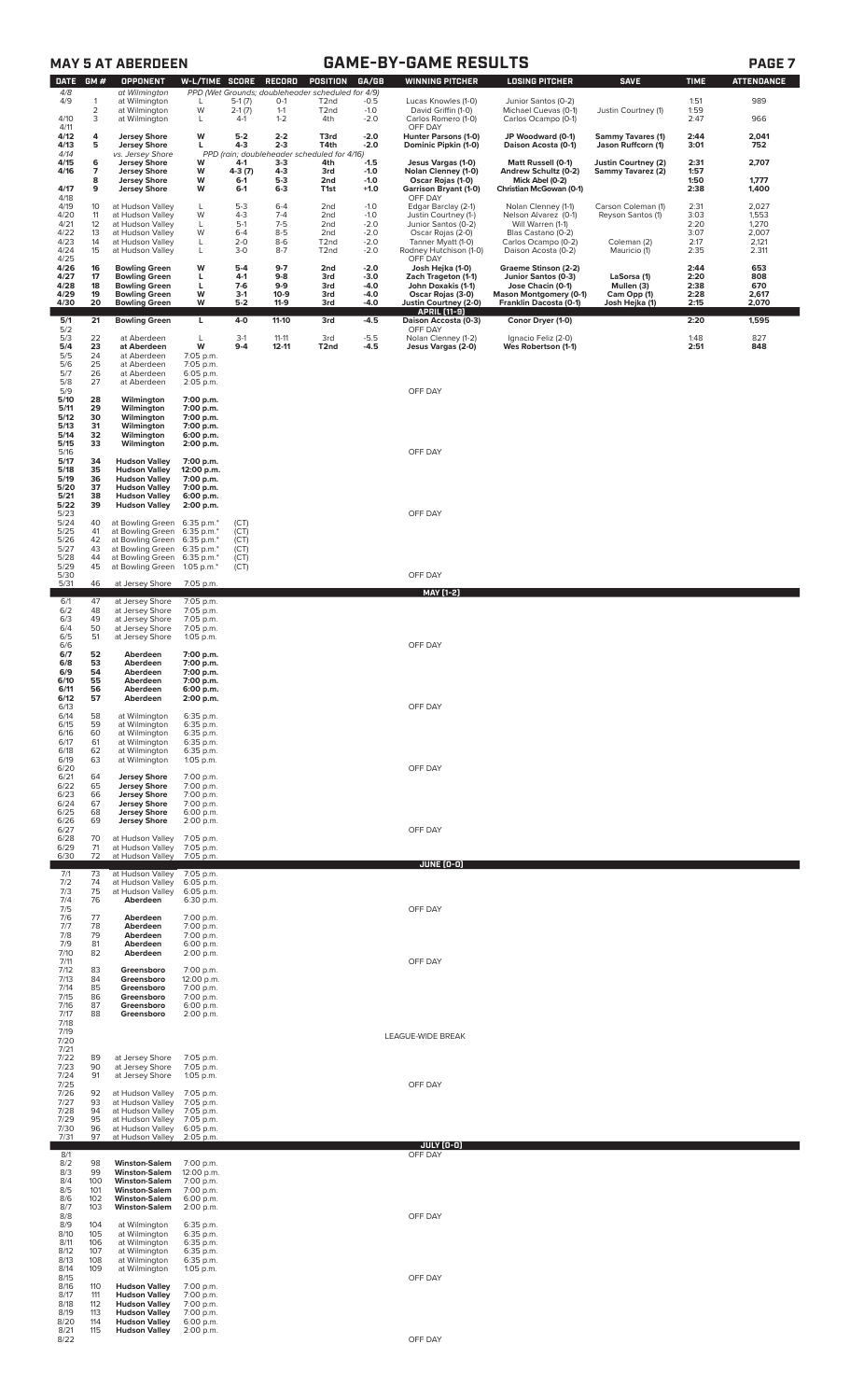## MAY 5 AT ABERDEEN

## GAME-BY-GAME RESULTS

| DATE | GM # | OPPONENT | W-L/TIME | SCORE | RECORD | POSITION | GA/GB | WINNING PITCHER | LOSING PITCHER | SAVE | TIME | ATTENDANCE |
|---|---|---|---|---|---|---|---|---|---|---|---|---|
| 4/8 | | at Wilmington | PPD (Wet Grounds; doubleheader scheduled for 4/9) | | | | | | | | | |
| 4/9 | 1 | at Wilmington | L | 5-1 (7) | 0-1 | T2nd | -0.5 | Lucas Knowles (1-0) | Junior Santos (0-2) | | 1:51 | 989 |
| | 2 | at Wilmington | W | 2-1 (7) | 1-1 | T2nd | -1.0 | David Griffin (1-0) | Michael Cuevas (0-1) | Justin Courtney (1) | 1:59 | |
| 4/10 | 3 | at Wilmington | L | 4-1 | 1-2 | 4th | -2.0 | Carlos Romero (1-0) | Carlos Ocampo (0-1) | | 2:47 | 966 |
| 4/11 | | | | | | | | OFF DAY | | | | |
| **4/12** | **4** | **Jersey Shore** | **W** | **5-2** | **2-2** | **T3rd** | **-2.0** | **Hunter Parsons (1-0)** | **JP Woodward (0-1)** | **Sammy Tavares (1)** | **2:44** | **2,041** |
| **4/13** | **5** | **Jersey Shore** | **L** | **4-3** | **2-3** | **T4th** | **-2.0** | **Dominic Pipkin (1-0)** | **Daison Acosta (0-1)** | **Jason Ruffcorn (1)** | **3:01** | **752** |
| 4/14 | | vs. Jersey Shore | PPD (rain; doubleheader scheduled for 4/16) | | | | | | | | | |
| **4/15** | **6** | **Jersey Shore** | **W** | **4-1** | **3-3** | **4th** | **-1.5** | **Jesus Vargas (1-0)** | **Matt Russell (0-1)** | **Justin Courtney (2)** | **2:31** | **2,707** |
| **4/16** | **7** | **Jersey Shore** | **W** | **4-3 (7)** | **4-3** | **3rd** | **-1.0** | **Nolan Clenney (1-0)** | **Andrew Schultz (0-2)** | **Sammy Tavarez (2)** | **1:57** | |
| | **8** | **Jersey Shore** | **W** | **6-1** | **5-3** | **2nd** | **-1.0** | **Oscar Rojas (1-0)** | **Mick Abel (0-2)** | | **1:50** | **1,777** |
| **4/17** | **9** | **Jersey Shore** | **W** | **6-1** | **6-3** | **T1st** | **+1.0** | **Garrison Bryant (1-0)** | **Christian McGowan (0-1)** | | **2:38** | **1,400** |
| 4/18 | | | | | | | | OFF DAY | | | | |
| 4/19 | 10 | at Hudson Valley | L | 5-3 | 6-4 | 2nd | -1.0 | Edgar Barclay (2-1) | Nolan Clenney (1-1) | Carson Coleman (1) | 2:31 | 2,027 |
| 4/20 | 11 | at Hudson Valley | W | 4-3 | 7-4 | 2nd | -1.0 | Justin Courtney (1-) | Nelson Alvarez (0-1) | Reyson Santos (1) | 3:03 | 1,553 |
| 4/21 | 12 | at Hudson Valley | L | 5-1 | 7-5 | 2nd | -2.0 | Junior Santos (0-2) | Will Warren (1-1) | | 2:20 | 1,270 |
| 4/22 | 13 | at Hudson Valley | W | 6-4 | 8-5 | 2nd | -2.0 | Oscar Rojas (2-0) | Blas Castano (0-2) | | 3:07 | 2,007 |
| 4/23 | 14 | at Hudson Valley | L | 2-0 | 8-6 | T2nd | -2.0 | Tanner Myatt (1-0) | Carlos Ocampo (0-2) | Coleman (2) | 2:17 | 2,121 |
| 4/24 | 15 | at Hudson Valley | L | 3-0 | 8-7 | T2nd | -2.0 | Rodney Hutchison (1-0) | Daison Acosta (0-2) | Mauricio (1) | 2:35 | 2,311 |
| 4/25 | | | | | | | | OFF DAY | | | | |
| **4/26** | **16** | **Bowling Green** | **W** | **5-4** | **9-7** | **2nd** | **-2.0** | **Josh Hejka (1-0)** | **Graeme Stinson (2-2)** | | **2:44** | **653** |
| **4/27** | **17** | **Bowling Green** | **L** | **4-1** | **9-8** | **3rd** | **-3.0** | **Zach Trageton (1-1)** | **Junior Santos (0-3)** | **LaSorsa (1)** | **2:20** | **808** |
| **4/28** | **18** | **Bowling Green** | **L** | **7-6** | **9-9** | **3rd** | **-4.0** | **John Doxakis (1-1)** | **Jose Chacin (0-1)** | **Mullen (3)** | **2:38** | **670** |
| **4/29** | **19** | **Bowling Green** | **W** | **3-1** | **10-9** | **3rd** | **-4.0** | **Oscar Rojas (3-0)** | **Mason Montgomery (0-1)** | **Cam Opp (1)** | **2:28** | **2,617** |
| **4/30** | **20** | **Bowling Green** | **W** | **5-2** | **11-9** | **3rd** | **-4.0** | **Justin Courtney (2-0)** | **Franklin Dacosta (0-1)** | **Josh Hejka (1)** | **2:15** | **2,070** |
| | | | | | | | | **APRIL (11-9)** | | | | |
| **5/1** | **21** | **Bowling Green** | **L** | **4-0** | **11-10** | **3rd** | **-4.5** | **Daison Accosta (0-3)** | **Conor Dryer (1-0)** | | **2:20** | **1,595** |
| 5/2 | | | | | | | | OFF DAY | | | | |
| 5/3 | 22 | at Aberdeen | L | 3-1 | 11-11 | 3rd | -5.5 | Nolan Clenney (1-2) | Ignacio Feliz (2-0) | | 1:48 | 827 |
| **5/4** | **23** | **at Aberdeen** | **W** | **9-4** | **12-11** | **T2nd** | **-4.5** | **Jesus Vargas (2-0)** | **Wes Robertson (1-1)** | | **2:51** | **848** |
| 5/5 | 24 | at Aberdeen | 7:05 p.m. | | | | | | | | | |
| 5/6 | 25 | at Aberdeen | 7:05 p.m. | | | | | | | | | |
| 5/7 | 26 | at Aberdeen | 6:05 p.m. | | | | | | | | | |
| 5/8 | 27 | at Aberdeen | 2:05 p.m. | | | | | | | | | |
| 5/9 | | | | | | | | OFF DAY | | | | |
| **5/10** | **28** | **Wilmington** | **7:00 p.m.** | | | | | | | | | |
| **5/11** | **29** | **Wilmington** | **7:00 p.m.** | | | | | | | | | |
| **5/12** | **30** | **Wilmington** | **7:00 p.m.** | | | | | | | | | |
| **5/13** | **31** | **Wilmington** | **7:00 p.m.** | | | | | | | | | |
| **5/14** | **32** | **Wilmington** | **6:00 p.m.** | | | | | | | | | |
| **5/15** | **33** | **Wilmington** | **2:00 p.m.** | | | | | | | | | |
| 5/16 | | | | | | | | OFF DAY | | | | |
| **5/17** | **34** | **Hudson Valley** | **7:00 p.m.** | | | | | | | | | |
| **5/18** | **35** | **Hudson Valley** | **12:00 p.m.** | | | | | | | | | |
| **5/19** | **36** | **Hudson Valley** | **7:00 p.m.** | | | | | | | | | |
| **5/20** | **37** | **Hudson Valley** | **7:00 p.m.** | | | | | | | | | |
| **5/21** | **38** | **Hudson Valley** | **6:00 p.m.** | | | | | | | | | |
| **5/22** | **39** | **Hudson Valley** | **2:00 p.m.** | | | | | | | | | |
| 5/23 | | | | | | | | OFF DAY | | | | |
| 5/24 | 40 | at Bowling Green | 6:35 p.m.* | (CT) | | | | | | | | |
| 5/25 | 41 | at Bowling Green | 6:35 p.m.* | (CT) | | | | | | | | |
| 5/26 | 42 | at Bowling Green | 6:35 p.m.* | (CT) | | | | | | | | |
| 5/27 | 43 | at Bowling Green | 6:35 p.m.* | (CT) | | | | | | | | |
| 5/28 | 44 | at Bowling Green | 6:35 p.m.* | (CT) | | | | | | | | |
| 5/29 | 45 | at Bowling Green | 1:05 p.m.* | (CT) | | | | | | | | |
| 5/30 | | | | | | | | OFF DAY | | | | |
| 5/31 | 46 | at Jersey Shore | 7:05 p.m. | | | | | | | | | |
| | | | | | | | | **MAY (1-2)** | | | | |
| 6/1 | 47 | at Jersey Shore | 7:05 p.m. | | | | | | | | | |
| 6/2 | 48 | at Jersey Shore | 7:05 p.m. | | | | | | | | | |
| 6/3 | 49 | at Jersey Shore | 7:05 p.m. | | | | | | | | | |
| 6/4 | 50 | at Jersey Shore | 7:05 p.m. | | | | | | | | | |
| 6/5 | 51 | at Jersey Shore | 1:05 p.m. | | | | | | | | | |
| 6/6 | | | | | | | | OFF DAY | | | | |
| **6/7** | **52** | **Aberdeen** | **7:00 p.m.** | | | | | | | | | |
| **6/8** | **53** | **Aberdeen** | **7:00 p.m.** | | | | | | | | | |
| **6/9** | **54** | **Aberdeen** | **7:00 p.m.** | | | | | | | | | |
| **6/10** | **55** | **Aberdeen** | **7:00 p.m.** | | | | | | | | | |
| **6/11** | **56** | **Aberdeen** | **6:00 p.m.** | | | | | | | | | |
| **6/12** | **57** | **Aberdeen** | **2:00 p.m.** | | | | | | | | | |
| 6/13 | | | | | | | | OFF DAY | | | | |
| 6/14 | 58 | at Wilmington | 6:35 p.m. | | | | | | | | | |
| 6/15 | 59 | at Wilmington | 6:35 p.m. | | | | | | | | | |
| 6/16 | 60 | at Wilmington | 6:35 p.m. | | | | | | | | | |
| 6/17 | 61 | at Wilmington | 6:35 p.m. | | | | | | | | | |
| 6/18 | 62 | at Wilmington | 6:35 p.m. | | | | | | | | | |
| 6/19 | 63 | at Wilmington | 1:05 p.m. | | | | | | | | | |
| 6/20 | | | | | | | | OFF DAY | | | | |
| 6/21 | 64 | **Jersey Shore** | 7:00 p.m. | | | | | | | | | |
| 6/22 | 65 | **Jersey Shore** | 7:00 p.m. | | | | | | | | | |
| 6/23 | 66 | **Jersey Shore** | 7:00 p.m. | | | | | | | | | |
| 6/24 | 67 | **Jersey Shore** | 7:00 p.m. | | | | | | | | | |
| 6/25 | 68 | **Jersey Shore** | 6:00 p.m. | | | | | | | | | |
| 6/26 | 69 | **Jersey Shore** | 2:00 p.m. | | | | | | | | | |
| 6/27 | | | | | | | | OFF DAY | | | | |
| 6/28 | 70 | at Hudson Valley | 7:05 p.m. | | | | | | | | | |
| 6/29 | 71 | at Hudson Valley | 7:05 p.m. | | | | | | | | | |
| 6/30 | 72 | at Hudson Valley | 7:05 p.m. | | | | | | | | | |
| | | | | | | | | **JUNE (0-0)** | | | | |
| 7/1 | 73 | at Hudson Valley | 7:05 p.m. | | | | | | | | | |
| 7/2 | 74 | at Hudson Valley | 6:05 p.m. | | | | | | | | | |
| 7/3 | 75 | at Hudson Valley | 6:05 p.m. | | | | | | | | | |
| 7/4 | 76 | **Aberdeen** | 6:30 p.m. | | | | | | | | | |
| 7/5 | | | | | | | | OFF DAY | | | | |
| 7/6 | 77 | **Aberdeen** | 7:00 p.m. | | | | | | | | | |
| 7/7 | 78 | **Aberdeen** | 7:00 p.m. | | | | | | | | | |
| 7/8 | 79 | **Aberdeen** | 7:00 p.m. | | | | | | | | | |
| 7/9 | 81 | **Aberdeen** | 6:00 p.m. | | | | | | | | | |
| 7/10 | 82 | **Aberdeen** | 2:00 p.m. | | | | | | | | | |
| 7/11 | | | | | | | | OFF DAY | | | | |
| 7/12 | 83 | **Greensboro** | 7:00 p.m. | | | | | | | | | |
| 7/13 | 84 | **Greensboro** | 12:00 p.m. | | | | | | | | | |
| 7/14 | 85 | **Greensboro** | 7:00 p.m. | | | | | | | | | |
| 7/15 | 86 | **Greensboro** | 7:00 p.m. | | | | | | | | | |
| 7/16 | 87 | **Greensboro** | 6:00 p.m. | | | | | | | | | |
| 7/17 | 88 | **Greensboro** | 2:00 p.m. | | | | | | | | | |
| 7/18 | | | | | | | | | | | | |
| 7/19 | | | | | | | | LEAGUE-WIDE BREAK | | | | |
| 7/20 | | | | | | | | | | | | |
| 7/21 | | | | | | | | | | | | |
| 7/22 | 89 | at Jersey Shore | 7:05 p.m. | | | | | | | | | |
| 7/23 | 90 | at Jersey Shore | 7:05 p.m. | | | | | | | | | |
| 7/24 | 91 | at Jersey Shore | 1:05 p.m. | | | | | | | | | |
| 7/25 | | | | | | | | OFF DAY | | | | |
| 7/26 | 92 | at Hudson Valley | 7:05 p.m. | | | | | | | | | |
| 7/27 | 93 | at Hudson Valley | 7:05 p.m. | | | | | | | | | |
| 7/28 | 94 | at Hudson Valley | 7:05 p.m. | | | | | | | | | |
| 7/29 | 95 | at Hudson Valley | 7:05 p.m. | | | | | | | | | |
| 7/30 | 96 | at Hudson Valley | 6:05 p.m. | | | | | | | | | |
| 7/31 | 97 | at Hudson Valley | 2:05 p.m. | | | | | | | | | |
| | | | | | | | | **JULY (0-0)** | | | | |
| 8/1 | | | | | | | | OFF DAY | | | | |
| 8/2 | 98 | **Winston-Salem** | 7:00 p.m. | | | | | | | | | |
| 8/3 | 99 | **Winston-Salem** | 12:00 p.m. | | | | | | | | | |
| 8/4 | 100 | **Winston-Salem** | 7:00 p.m. | | | | | | | | | |
| 8/5 | 101 | **Winston-Salem** | 7:00 p.m. | | | | | | | | | |
| 8/6 | 102 | **Winston-Salem** | 6:00 p.m. | | | | | | | | | |
| 8/7 | 103 | **Winston-Salem** | 2:00 p.m. | | | | | | | | | |
| 8/8 | | | | | | | | OFF DAY | | | | |
| 8/9 | 104 | at Wilmington | 6:35 p.m. | | | | | | | | | |
| 8/10 | 105 | at Wilmington | 6:35 p.m. | | | | | | | | | |
| 8/11 | 106 | at Wilmington | 6:35 p.m. | | | | | | | | | |
| 8/12 | 107 | at Wilmington | 6:35 p.m. | | | | | | | | | |
| 8/13 | 108 | at Wilmington | 6:35 p.m. | | | | | | | | | |
| 8/14 | 109 | at Wilmington | 1:05 p.m. | | | | | | | | | |
| 8/15 | | | | | | | | OFF DAY | | | | |
| 8/16 | 110 | **Hudson Valley** | 7:00 p.m. | | | | | | | | | |
| 8/17 | 111 | **Hudson Valley** | 7:00 p.m. | | | | | | | | | |
| 8/18 | 112 | **Hudson Valley** | 7:00 p.m. | | | | | | | | | |
| 8/19 | 113 | **Hudson Valley** | 7:00 p.m. | | | | | | | | | |
| 8/20 | 114 | **Hudson Valley** | 6:00 p.m. | | | | | | | | | |
| 8/21 | 115 | **Hudson Valley** | 2:00 p.m. | | | | | | | | | |
| 8/22 | | | | | | | | OFF DAY | | | | |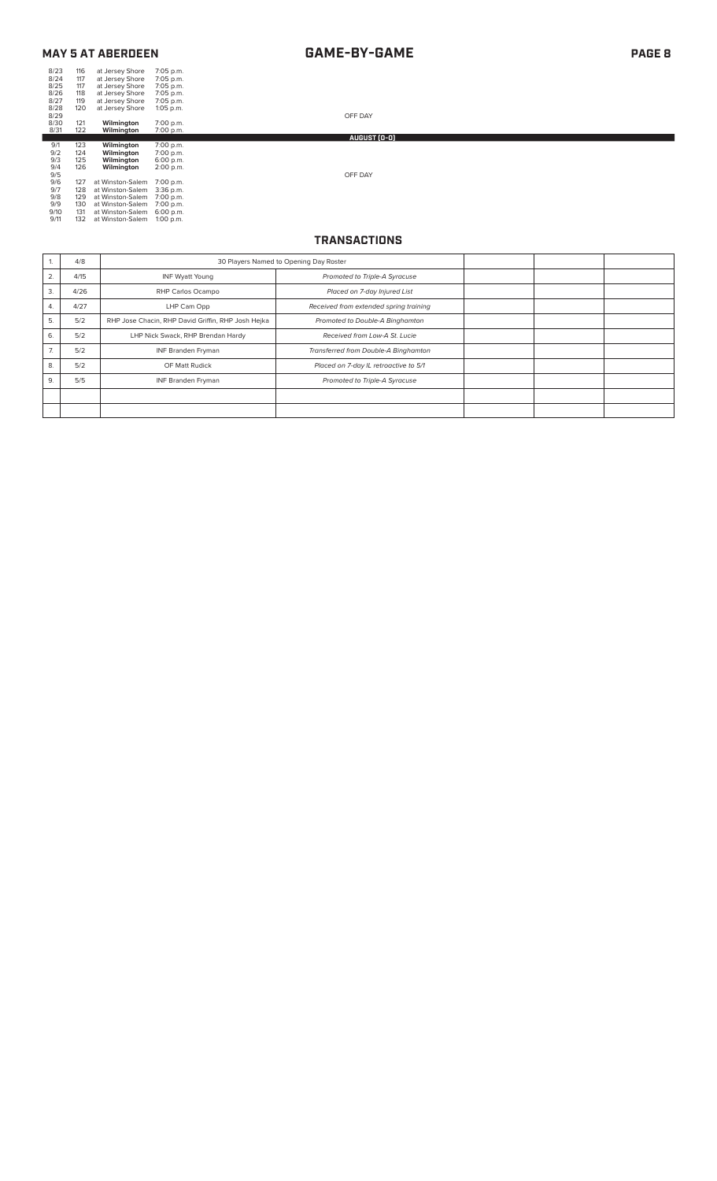## MAY 5 AT ABERDEEN

## GAME-BY-GAME

| | | | | |
|---|---|---|---|---|
| 8/23 | 116 | at Jersey Shore | 7:05 p.m. | |
| 8/24 | 117 | at Jersey Shore | 7:05 p.m. | |
| 8/25 | 117 | at Jersey Shore | 7:05 p.m. | |
| 8/26 | 118 | at Jersey Shore | 7:05 p.m. | |
| 8/27 | 119 | at Jersey Shore | 7:05 p.m. | |
| 8/28 | 120 | at Jersey Shore | 1:05 p.m. | |
| 8/29 | | | | OFF DAY |
| 8/30 | 121 | **Wilmington** | 7:00 p.m. | |
| 8/31 | 122 | **Wilmington** | 7:00 p.m. | |
| | | | | **AUGUST (0-0)** |
| 9/1 | 123 | **Wilmington** | 7:00 p.m. | |
| 9/2 | 124 | **Wilmington** | 7:00 p.m. | |
| 9/3 | 125 | **Wilmington** | 6:00 p.m. | |
| 9/4 | 126 | **Wilmington** | 2:00 p.m. | |
| 9/5 | | | | OFF DAY |
| 9/6 | 127 | at Winston-Salem | 7:00 p.m. | |
| 9/7 | 128 | at Winston-Salem | 3:36 p.m. | |
| 9/8 | 129 | at Winston-Salem | 7:00 p.m. | |
| 9/9 | 130 | at Winston-Salem | 7:00 p.m. | |
| 9/10 | 131 | at Winston-Salem | 6:00 p.m. | |
| 9/11 | 132 | at Winston-Salem | 1:00 p.m. | |

## TRANSACTIONS

| | | | | | | |
|---|---|---|---|---|---|---|
| 1. | 4/8 | 30 Players Named to Opening Day Roster | | | | |
| 2. | 4/15 | INF Wyatt Young | *Promoted to Triple-A Syracuse* | | | |
| 3. | 4/26 | RHP Carlos Ocampo | *Placed on 7-day Injured List* | | | |
| 4. | 4/27 | LHP Cam Opp | *Received from extended spring training* | | | |
| 5. | 5/2 | RHP Jose Chacin, RHP David Griffin, RHP Josh Hejka | *Promoted to Double-A Binghamton* | | | |
| 6. | 5/2 | LHP Nick Swack, RHP Brendan Hardy | *Received from Low-A St. Lucie* | | | |
| 7. | 5/2 | INF Branden Fryman | *Transferred from Double-A Binghamton* | | | |
| 8. | 5/2 | OF Matt Rudick | *Placed on 7-day IL retroactive to 5/1* | | | |
| 9. | 5/5 | INF Branden Fryman | *Promoted to Triple-A Syracuse* | | | |
| | | | | | | |
| | | | | | | |